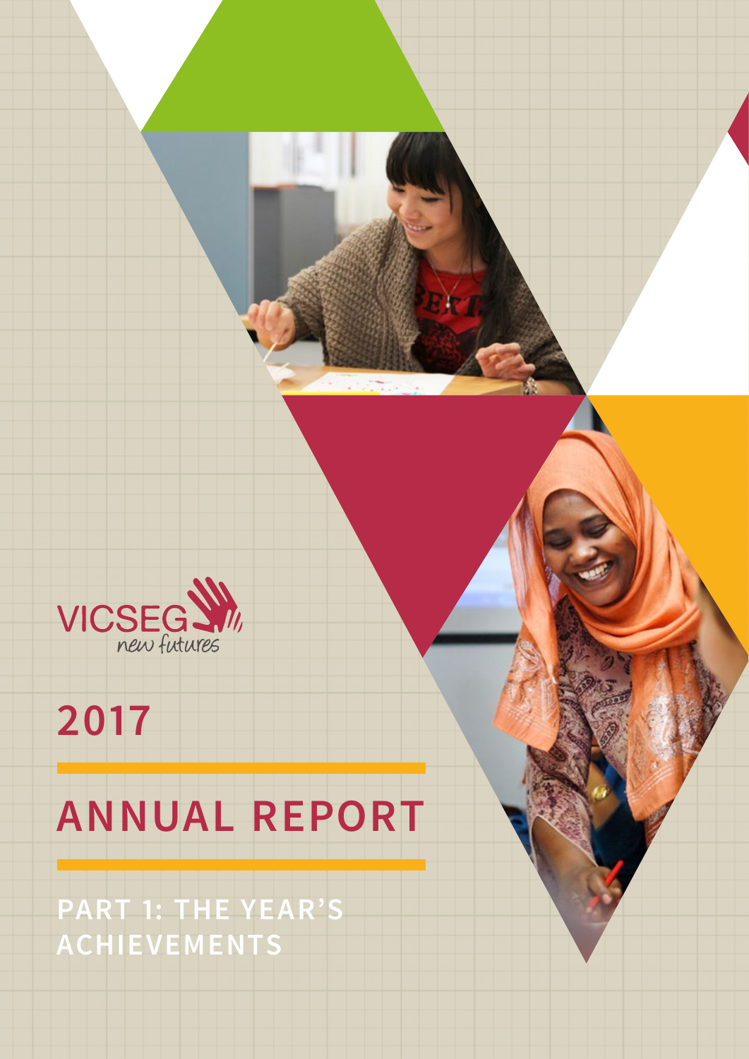VICSEG new futures

# 2017

# ANNUAL REPORT

## PART 1: THE YEAR'S ACHIEVEMENTS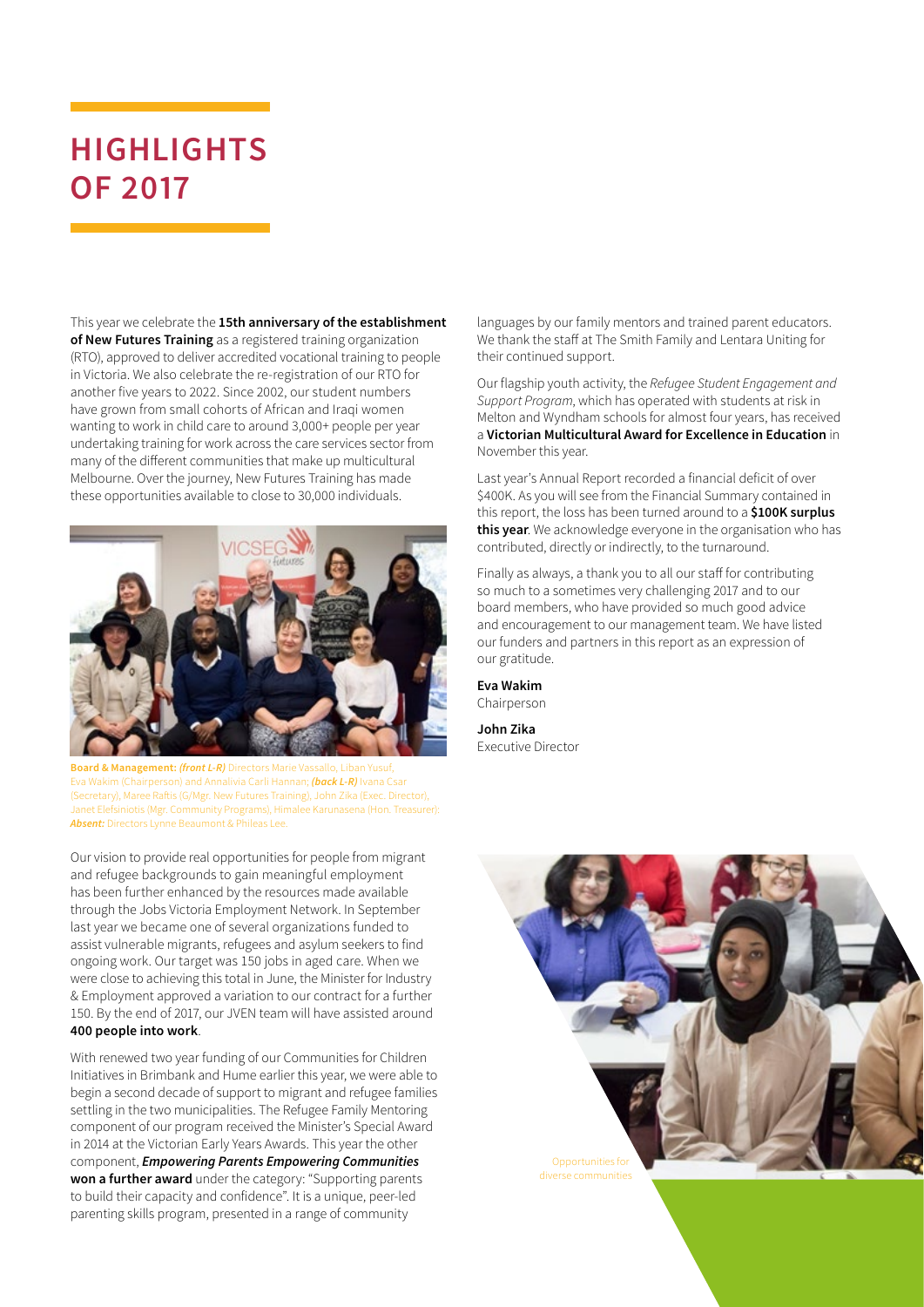# HIGHLIGHTS OF 2017

This year we celebrate the **15th anniversary of the establishment of New Futures Training** as a registered training organization (RTO), approved to deliver accredited vocational training to people in Victoria. We also celebrate the re-registration of our RTO for another five years to 2022. Since 2002, our student numbers have grown from small cohorts of African and Iraqi women wanting to work in child care to around 3,000+ people per year undertaking training for work across the care services sector from many of the different communities that make up multicultural Melbourne. Over the journey, New Futures Training has made these opportunities available to close to 30,000 individuals.

**Board & Management:** ***(front L-R)*** Directors Marie Vassallo, Liban Yusuf, Eva Wakim (Chairperson) and Annalivia Carli Hannan; ***(back L-R)*** Ivana Csar (Secretary), Maree Raftis (G/Mgr. New Futures Training), John Zika (Exec. Director), Janet Elefsiniotis (Mgr. Community Programs), Himalee Karunasena (Hon. Treasurer); ***Absent:*** Directors Lynne Beaumont & Phileas Lee.

Our vision to provide real opportunities for people from migrant and refugee backgrounds to gain meaningful employment has been further enhanced by the resources made available through the Jobs Victoria Employment Network. In September last year we became one of several organizations funded to assist vulnerable migrants, refugees and asylum seekers to find ongoing work. Our target was 150 jobs in aged care. When we were close to achieving this total in June, the Minister for Industry & Employment approved a variation to our contract for a further 150. By the end of 2017, our JVEN team will have assisted around **400 people into work**.

With renewed two year funding of our Communities for Children Initiatives in Brimbank and Hume earlier this year, we were able to begin a second decade of support to migrant and refugee families settling in the two municipalities. The Refugee Family Mentoring component of our program received the Minister's Special Award in 2014 at the Victorian Early Years Awards. This year the other component, ***Empowering Parents Empowering Communities*** **won a further award** under the category: "Supporting parents to build their capacity and confidence". It is a unique, peer-led parenting skills program, presented in a range of community languages by our family mentors and trained parent educators. We thank the staff at The Smith Family and Lentara Uniting for their continued support.

Our flagship youth activity, the *Refugee Student Engagement and Support Program*, which has operated with students at risk in Melton and Wyndham schools for almost four years, has received a **Victorian Multicultural Award for Excellence in Education** in November this year.

Last year's Annual Report recorded a financial deficit of over $400K. As you will see from the Financial Summary contained in this report, the loss has been turned around to a **$100K surplus this year**. We acknowledge everyone in the organisation who has contributed, directly or indirectly, to the turnaround.

Finally as always, a thank you to all our staff for contributing so much to a sometimes very challenging 2017 and to our board members, who have provided so much good advice and encouragement to our management team. We have listed our funders and partners in this report as an expression of our gratitude.

**Eva Wakim**
Chairperson

**John Zika**
Executive Director

Opportunities for diverse communities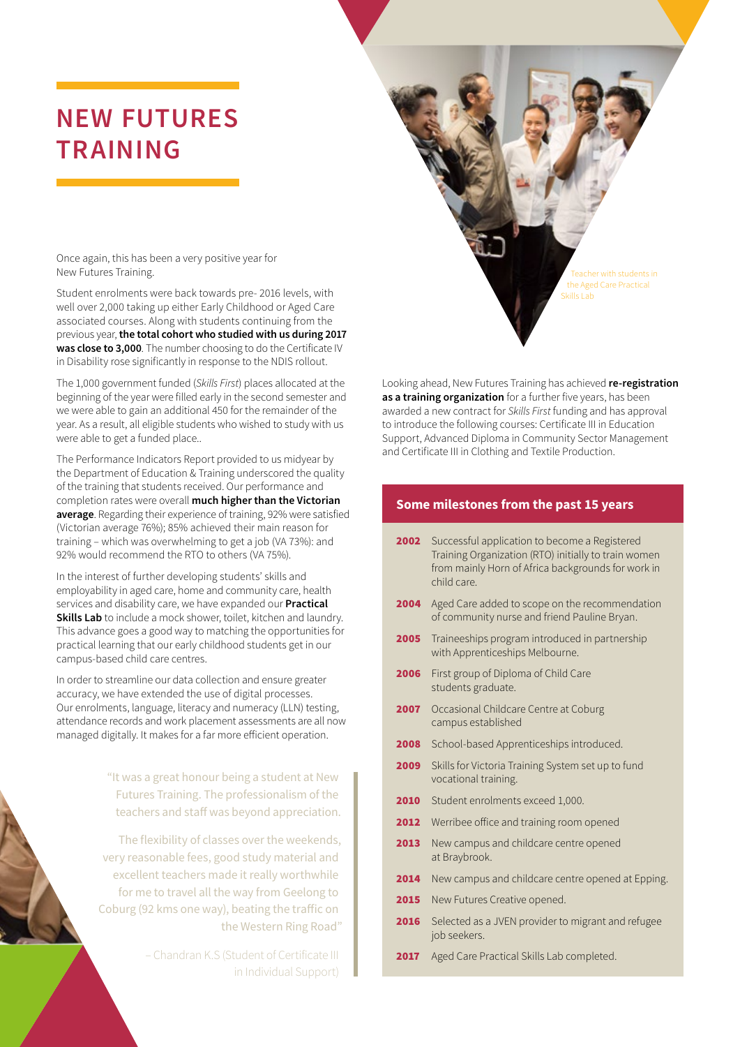# NEW FUTURES TRAINING

Once again, this has been a very positive year for New Futures Training.

Student enrolments were back towards pre- 2016 levels, with well over 2,000 taking up either Early Childhood or Aged Care associated courses. Along with students continuing from the previous year, **the total cohort who studied with us during 2017 was close to 3,000**. The number choosing to do the Certificate IV in Disability rose significantly in response to the NDIS rollout.

The 1,000 government funded (*Skills First*) places allocated at the beginning of the year were filled early in the second semester and we were able to gain an additional 450 for the remainder of the year. As a result, all eligible students who wished to study with us were able to get a funded place..

The Performance Indicators Report provided to us midyear by the Department of Education & Training underscored the quality of the training that students received. Our performance and completion rates were overall **much higher than the Victorian average**. Regarding their experience of training, 92% were satisfied (Victorian average 76%); 85% achieved their main reason for training – which was overwhelming to get a job (VA 73%): and 92% would recommend the RTO to others (VA 75%).

In the interest of further developing students' skills and employability in aged care, home and community care, health services and disability care, we have expanded our **Practical Skills Lab** to include a mock shower, toilet, kitchen and laundry. This advance goes a good way to matching the opportunities for practical learning that our early childhood students get in our campus-based child care centres.

In order to streamline our data collection and ensure greater accuracy, we have extended the use of digital processes. Our enrolments, language, literacy and numeracy (LLN) testing, attendance records and work placement assessments are all now managed digitally. It makes for a far more efficient operation.

> "It was a great honour being a student at New Futures Training. The professionalism of the teachers and staff was beyond appreciation.
>
> The flexibility of classes over the weekends, very reasonable fees, good study material and excellent teachers made it really worthwhile for me to travel all the way from Geelong to Coburg (92 kms one way), beating the traffic on the Western Ring Road"
>
> – Chandran K.S (Student of Certificate III in Individual Support)

Teacher with students in the Aged Care Practical Skills Lab

Looking ahead, New Futures Training has achieved **re-registration as a training organization** for a further five years, has been awarded a new contract for *Skills First* funding and has approval to introduce the following courses: Certificate III in Education Support, Advanced Diploma in Community Sector Management and Certificate III in Clothing and Textile Production.

## Some milestones from the past 15 years

| | |
|---|---|
| **2002** | Successful application to become a Registered Training Organization (RTO) initially to train women from mainly Horn of Africa backgrounds for work in child care. |
| **2004** | Aged Care added to scope on the recommendation of community nurse and friend Pauline Bryan. |
| **2005** | Traineeships program introduced in partnership with Apprenticeships Melbourne. |
| **2006** | First group of Diploma of Child Care students graduate. |
| **2007** | Occasional Childcare Centre at Coburg campus established |
| **2008** | School-based Apprenticeships introduced. |
| **2009** | Skills for Victoria Training System set up to fund vocational training. |
| **2010** | Student enrolments exceed 1,000. |
| **2012** | Werribee office and training room opened |
| **2013** | New campus and childcare centre opened at Braybrook. |
| **2014** | New campus and childcare centre opened at Epping. |
| **2015** | New Futures Creative opened. |
| **2016** | Selected as a JVEN provider to migrant and refugee job seekers. |
| **2017** | Aged Care Practical Skills Lab completed. |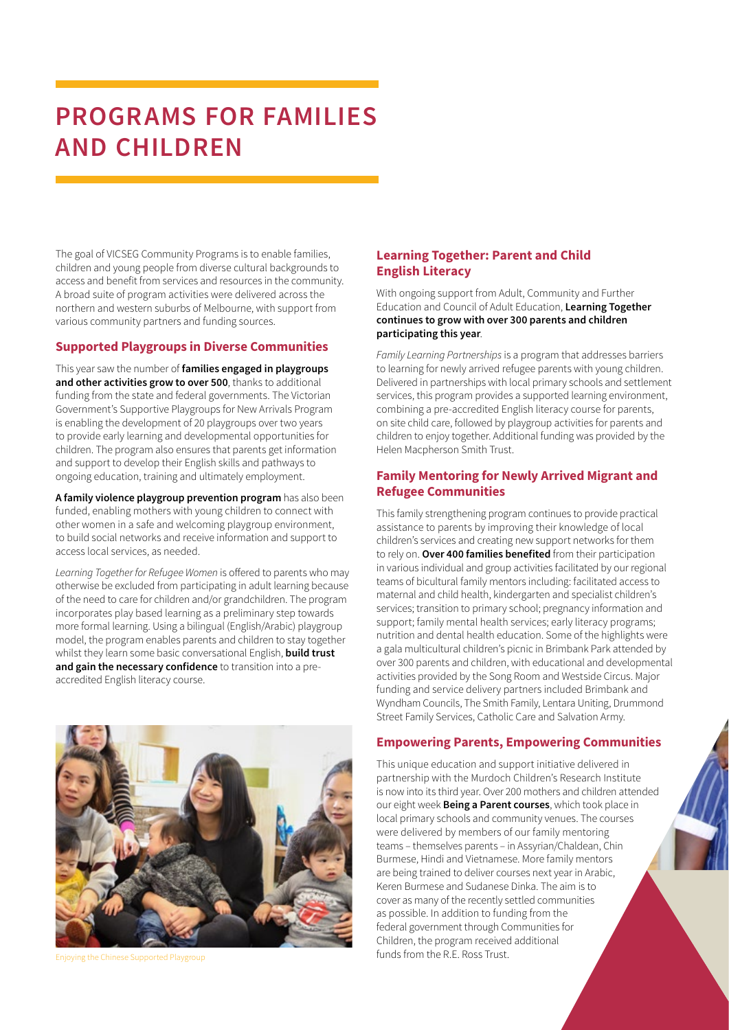# PROGRAMS FOR FAMILIES AND CHILDREN

The goal of VICSEG Community Programs is to enable families, children and young people from diverse cultural backgrounds to access and benefit from services and resources in the community. A broad suite of program activities were delivered across the northern and western suburbs of Melbourne, with support from various community partners and funding sources.

## Supported Playgroups in Diverse Communities

This year saw the number of **families engaged in playgroups and other activities grow to over 500**, thanks to additional funding from the state and federal governments. The Victorian Government's Supportive Playgroups for New Arrivals Program is enabling the development of 20 playgroups over two years to provide early learning and developmental opportunities for children. The program also ensures that parents get information and support to develop their English skills and pathways to ongoing education, training and ultimately employment.

**A family violence playgroup prevention program** has also been funded, enabling mothers with young children to connect with other women in a safe and welcoming playgroup environment, to build social networks and receive information and support to access local services, as needed.

*Learning Together for Refugee Women* is offered to parents who may otherwise be excluded from participating in adult learning because of the need to care for children and/or grandchildren. The program incorporates play based learning as a preliminary step towards more formal learning. Using a bilingual (English/Arabic) playgroup model, the program enables parents and children to stay together whilst they learn some basic conversational English, **build trust and gain the necessary confidence** to transition into a pre-accredited English literacy course.

Enjoying the Chinese Supported Playgroup

## Learning Together: Parent and Child English Literacy

With ongoing support from Adult, Community and Further Education and Council of Adult Education, **Learning Together continues to grow with over 300 parents and children participating this year**.

*Family Learning Partnerships* is a program that addresses barriers to learning for newly arrived refugee parents with young children. Delivered in partnerships with local primary schools and settlement services, this program provides a supported learning environment, combining a pre-accredited English literacy course for parents, on site child care, followed by playgroup activities for parents and children to enjoy together. Additional funding was provided by the Helen Macpherson Smith Trust.

## Family Mentoring for Newly Arrived Migrant and Refugee Communities

This family strengthening program continues to provide practical assistance to parents by improving their knowledge of local children's services and creating new support networks for them to rely on. **Over 400 families benefited** from their participation in various individual and group activities facilitated by our regional teams of bicultural family mentors including: facilitated access to maternal and child health, kindergarten and specialist children's services; transition to primary school; pregnancy information and support; family mental health services; early literacy programs; nutrition and dental health education. Some of the highlights were a gala multicultural children's picnic in Brimbank Park attended by over 300 parents and children, with educational and developmental activities provided by the Song Room and Westside Circus. Major funding and service delivery partners included Brimbank and Wyndham Councils, The Smith Family, Lentara Uniting, Drummond Street Family Services, Catholic Care and Salvation Army.

## Empowering Parents, Empowering Communities

This unique education and support initiative delivered in partnership with the Murdoch Children's Research Institute is now into its third year. Over 200 mothers and children attended our eight week **Being a Parent courses**, which took place in local primary schools and community venues. The courses were delivered by members of our family mentoring teams – themselves parents – in Assyrian/Chaldean, Chin Burmese, Hindi and Vietnamese. More family mentors are being trained to deliver courses next year in Arabic, Keren Burmese and Sudanese Dinka. The aim is to cover as many of the recently settled communities as possible. In addition to funding from the federal government through Communities for Children, the program received additional funds from the R.E. Ross Trust.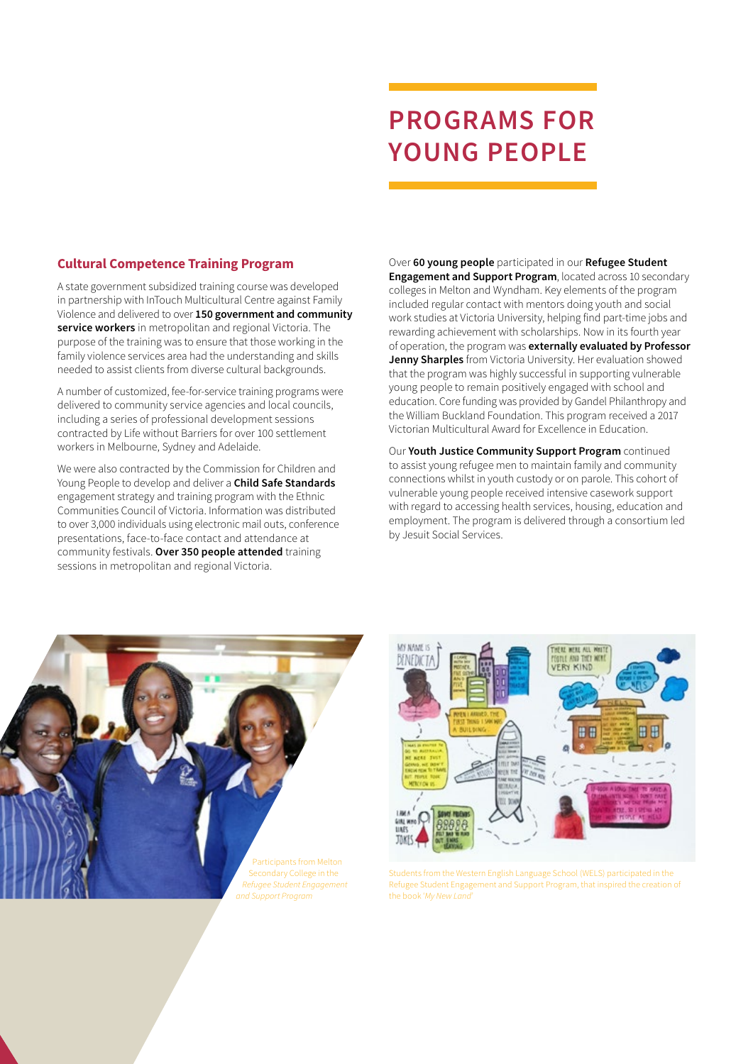# PROGRAMS FOR YOUNG PEOPLE

## Cultural Competence Training Program

A state government subsidized training course was developed in partnership with InTouch Multicultural Centre against Family Violence and delivered to over **150 government and community service workers** in metropolitan and regional Victoria. The purpose of the training was to ensure that those working in the family violence services area had the understanding and skills needed to assist clients from diverse cultural backgrounds.

A number of customized, fee-for-service training programs were delivered to community service agencies and local councils, including a series of professional development sessions contracted by Life without Barriers for over 100 settlement workers in Melbourne, Sydney and Adelaide.

We were also contracted by the Commission for Children and Young People to develop and deliver a **Child Safe Standards** engagement strategy and training program with the Ethnic Communities Council of Victoria. Information was distributed to over 3,000 individuals using electronic mail outs, conference presentations, face-to-face contact and attendance at community festivals. **Over 350 people attended** training sessions in metropolitan and regional Victoria.

Over **60 young people** participated in our **Refugee Student Engagement and Support Program**, located across 10 secondary colleges in Melton and Wyndham. Key elements of the program included regular contact with mentors doing youth and social work studies at Victoria University, helping find part-time jobs and rewarding achievement with scholarships. Now in its fourth year of operation, the program was **externally evaluated by Professor Jenny Sharples** from Victoria University. Her evaluation showed that the program was highly successful in supporting vulnerable young people to remain positively engaged with school and education. Core funding was provided by Gandel Philanthropy and the William Buckland Foundation. This program received a 2017 Victorian Multicultural Award for Excellence in Education.

Our **Youth Justice Community Support Program** continued to assist young refugee men to maintain family and community connections whilst in youth custody or on parole. This cohort of vulnerable young people received intensive casework support with regard to accessing health services, housing, education and employment. The program is delivered through a consortium led by Jesuit Social Services.

Participants from Melton Secondary College in the *Refugee Student Engagement and Support Program*

Students from the Western English Language School (WELS) participated in the Refugee Student Engagement and Support Program, that inspired the creation of the book *'My New Land'*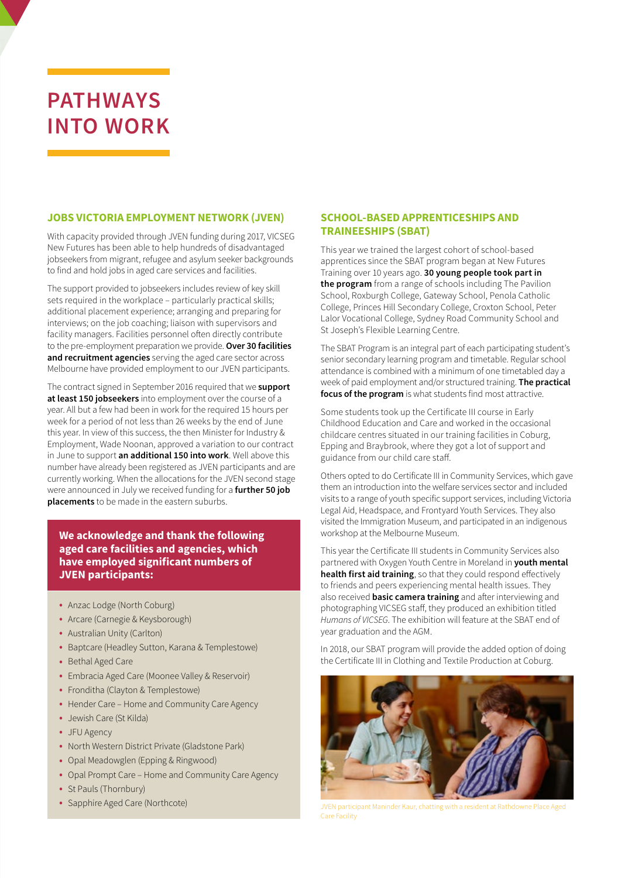# PATHWAYS INTO WORK

## JOBS VICTORIA EMPLOYMENT NETWORK (JVEN)

With capacity provided through JVEN funding during 2017, VICSEG New Futures has been able to help hundreds of disadvantaged jobseekers from migrant, refugee and asylum seeker backgrounds to find and hold jobs in aged care services and facilities.

The support provided to jobseekers includes review of key skill sets required in the workplace – particularly practical skills; additional placement experience; arranging and preparing for interviews; on the job coaching; liaison with supervisors and facility managers. Facilities personnel often directly contribute to the pre-employment preparation we provide. **Over 30 facilities and recruitment agencies** serving the aged care sector across Melbourne have provided employment to our JVEN participants.

The contract signed in September 2016 required that we **support at least 150 jobseekers** into employment over the course of a year. All but a few had been in work for the required 15 hours per week for a period of not less than 26 weeks by the end of June this year. In view of this success, the then Minister for Industry & Employment, Wade Noonan, approved a variation to our contract in June to support **an additional 150 into work**. Well above this number have already been registered as JVEN participants and are currently working. When the allocations for the JVEN second stage were announced in July we received funding for a **further 50 job placements** to be made in the eastern suburbs.

**We acknowledge and thank the following aged care facilities and agencies, which have employed significant numbers of JVEN participants:**

- Anzac Lodge (North Coburg)
- Arcare (Carnegie & Keysborough)
- Australian Unity (Carlton)
- Baptcare (Headley Sutton, Karana & Templestowe)
- Bethal Aged Care
- Embracia Aged Care (Moonee Valley & Reservoir)
- Fronditha (Clayton & Templestowe)
- Hender Care – Home and Community Care Agency
- Jewish Care (St Kilda)
- JFU Agency
- North Western District Private (Gladstone Park)
- Opal Meadowglen (Epping & Ringwood)
- Opal Prompt Care – Home and Community Care Agency
- St Pauls (Thornbury)
- Sapphire Aged Care (Northcote)

## SCHOOL-BASED APPRENTICESHIPS AND TRAINEESHIPS (SBAT)

This year we trained the largest cohort of school-based apprentices since the SBAT program began at New Futures Training over 10 years ago. **30 young people took part in the program** from a range of schools including The Pavilion School, Roxburgh College, Gateway School, Penola Catholic College, Princes Hill Secondary College, Croxton School, Peter Lalor Vocational College, Sydney Road Community School and St Joseph's Flexible Learning Centre.

The SBAT Program is an integral part of each participating student's senior secondary learning program and timetable. Regular school attendance is combined with a minimum of one timetabled day a week of paid employment and/or structured training. **The practical focus of the program** is what students find most attractive.

Some students took up the Certificate III course in Early Childhood Education and Care and worked in the occasional childcare centres situated in our training facilities in Coburg, Epping and Braybrook, where they got a lot of support and guidance from our child care staff.

Others opted to do Certificate III in Community Services, which gave them an introduction into the welfare services sector and included visits to a range of youth specific support services, including Victoria Legal Aid, Headspace, and Frontyard Youth Services. They also visited the Immigration Museum, and participated in an indigenous workshop at the Melbourne Museum.

This year the Certificate III students in Community Services also partnered with Oxygen Youth Centre in Moreland in **youth mental health first aid training**, so that they could respond effectively to friends and peers experiencing mental health issues. They also received **basic camera training** and after interviewing and photographing VICSEG staff, they produced an exhibition titled *Humans of VICSEG*. The exhibition will feature at the SBAT end of year graduation and the AGM.

In 2018, our SBAT program will provide the added option of doing the Certificate III in Clothing and Textile Production at Coburg.

JVEN participant Maninder Kaur, chatting with a resident at Rathdowne Place Aged Care Facility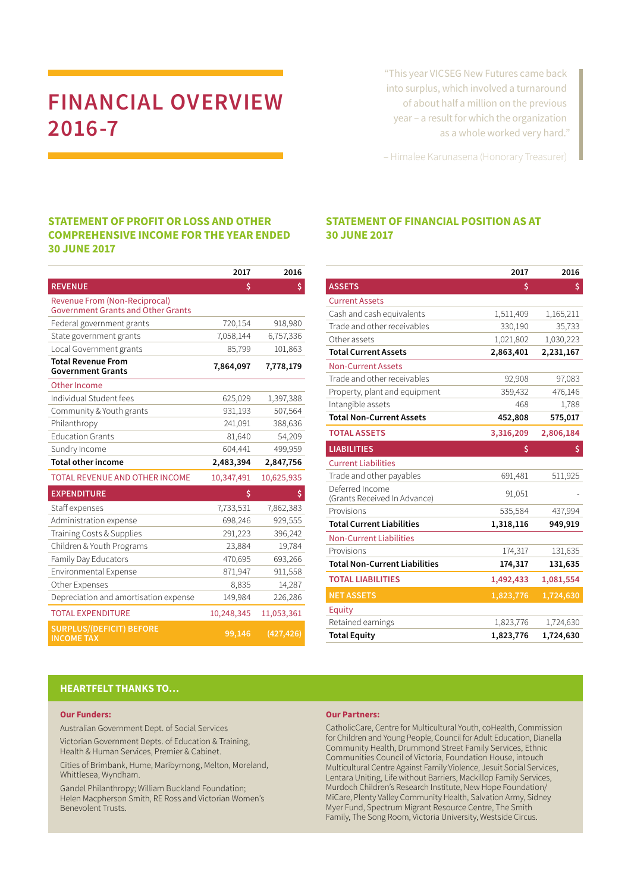# FINANCIAL OVERVIEW 2016-7

> "This year VICSEG New Futures came back into surplus, which involved a turnaround of about half a million on the previous year – a result for which the organization as a whole worked very hard."
>
> – Himalee Karunasena (Honorary Treasurer)

## STATEMENT OF PROFIT OR LOSS AND OTHER COMPREHENSIVE INCOME FOR THE YEAR ENDED 30 JUNE 2017

| | 2017 | 2016 |
|---|---|---|
| **REVENUE** | **$** | **$** |
| Revenue From (Non-Reciprocal) Government Grants and Other Grants | | |
| Federal government grants | 720,154 | 918,980 |
| State government grants | 7,058,144 | 6,757,336 |
| Local Government grants | 85,799 | 101,863 |
| **Total Revenue From Government Grants** | **7,864,097** | **7,778,179** |
| Other Income | | |
| Individual Student fees | 625,029 | 1,397,388 |
| Community & Youth grants | 931,193 | 507,564 |
| Philanthropy | 241,091 | 388,636 |
| Education Grants | 81,640 | 54,209 |
| Sundry Income | 604,441 | 499,959 |
| **Total other income** | **2,483,394** | **2,847,756** |
| TOTAL REVENUE AND OTHER INCOME | 10,347,491 | 10,625,935 |
| **EXPENDITURE** | **$** | **$** |
| Staff expenses | 7,733,531 | 7,862,383 |
| Administration expense | 698,246 | 929,555 |
| Training Costs & Supplies | 291,223 | 396,242 |
| Children & Youth Programs | 23,884 | 19,784 |
| Family Day Educators | 470,695 | 693,266 |
| Environmental Expense | 871,947 | 911,558 |
| Other Expenses | 8,835 | 14,287 |
| Depreciation and amortisation expense | 149,984 | 226,286 |
| TOTAL EXPENDITURE | 10,248,345 | 11,053,361 |
| **SURPLUS/(DEFICIT) BEFORE INCOME TAX** | **99,146** | **(427,426)** |

## STATEMENT OF FINANCIAL POSITION AS AT 30 JUNE 2017

| | 2017 | 2016 |
|---|---|---|
| **ASSETS** | **$** | **$** |
| Current Assets | | |
| Cash and cash equivalents | 1,511,409 | 1,165,211 |
| Trade and other receivables | 330,190 | 35,733 |
| Other assets | 1,021,802 | 1,030,223 |
| **Total Current Assets** | **2,863,401** | **2,231,167** |
| Non-Current Assets | | |
| Trade and other receivables | 92,908 | 97,083 |
| Property, plant and equipment | 359,432 | 476,146 |
| Intangible assets | 468 | 1,788 |
| **Total Non-Current Assets** | **452,808** | **575,017** |
| **TOTAL ASSETS** | **3,316,209** | **2,806,184** |
| **LIABILITIES** | **$** | **$** |
| Current Liabilities | | |
| Trade and other payables | 691,481 | 511,925 |
| Deferred Income (Grants Received In Advance) | 91,051 | - |
| Provisions | 535,584 | 437,994 |
| **Total Current Liabilities** | **1,318,116** | **949,919** |
| Non-Current Liabilities | | |
| Provisions | 174,317 | 131,635 |
| **Total Non-Current Liabilities** | **174,317** | **131,635** |
| **TOTAL LIABILITIES** | **1,492,433** | **1,081,554** |
| **NET ASSETS** | **1,823,776** | **1,724,630** |
| Equity | | |
| Retained earnings | 1,823,776 | 1,724,630 |
| **Total Equity** | **1,823,776** | **1,724,630** |

## HEARTFELT THANKS TO...

**Our Funders:**

Australian Government Dept. of Social Services

Victorian Government Depts. of Education & Training, Health & Human Services, Premier & Cabinet.

Cities of Brimbank, Hume, Maribyrnong, Melton, Moreland, Whittlesea, Wyndham.

Gandel Philanthropy; William Buckland Foundation; Helen Macpherson Smith, RE Ross and Victorian Women's Benevolent Trusts.

**Our Partners:**

CatholicCare, Centre for Multicultural Youth, coHealth, Commission for Children and Young People, Council for Adult Education, Dianella Community Health, Drummond Street Family Services, Ethnic Communities Council of Victoria, Foundation House, intouch Multicultural Centre Against Family Violence, Jesuit Social Services, Lentara Uniting, Life without Barriers, Mackillop Family Services, Murdoch Children's Research Institute, New Hope Foundation/ MiCare, Plenty Valley Community Health, Salvation Army, Sidney Myer Fund, Spectrum Migrant Resource Centre, The Smith Family, The Song Room, Victoria University, Westside Circus.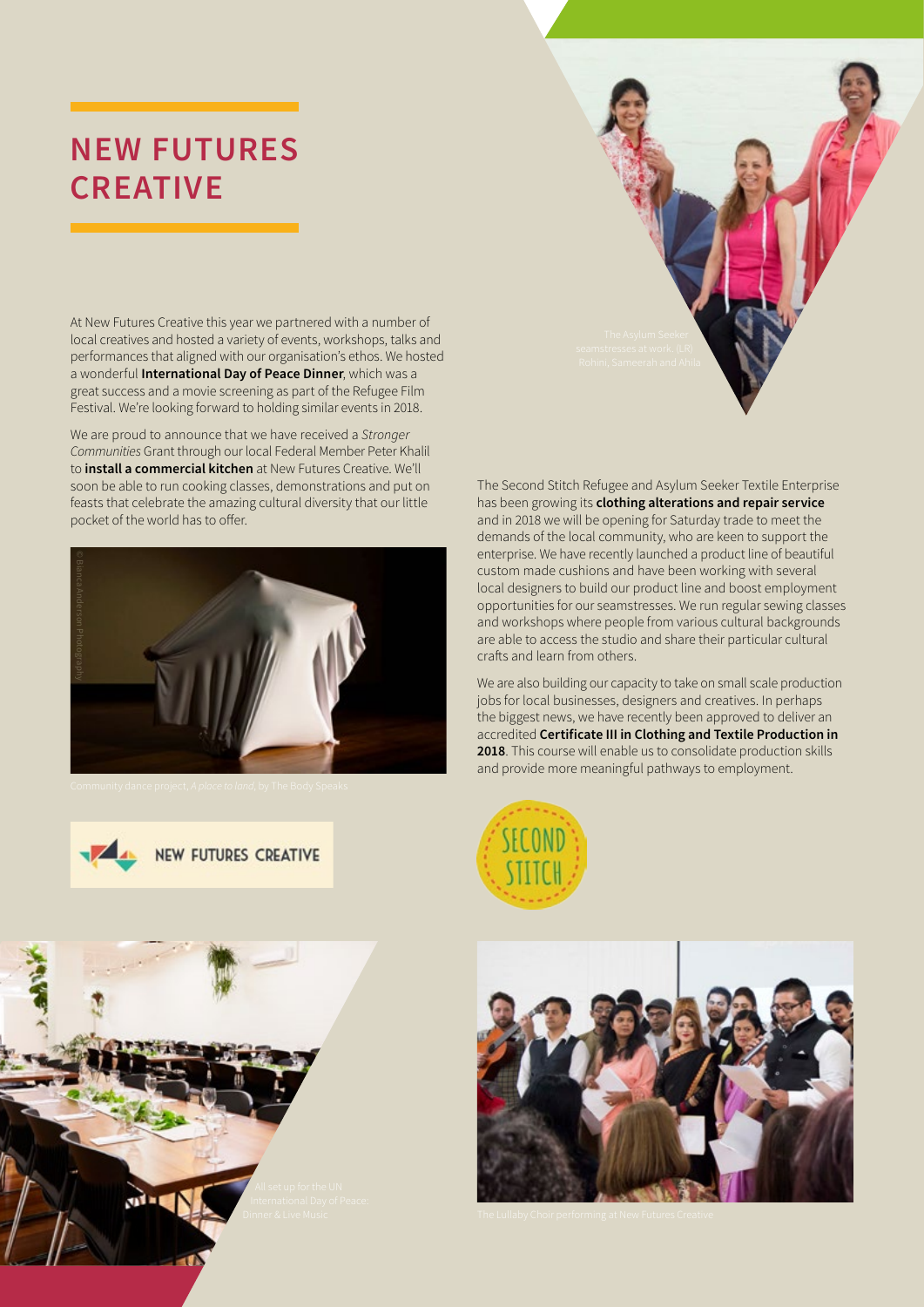# NEW FUTURES CREATIVE

At New Futures Creative this year we partnered with a number of local creatives and hosted a variety of events, workshops, talks and performances that aligned with our organisation's ethos. We hosted a wonderful **International Day of Peace Dinner**, which was a great success and a movie screening as part of the Refugee Film Festival. We're looking forward to holding similar events in 2018.

We are proud to announce that we have received a *Stronger Communities* Grant through our local Federal Member Peter Khalil to **install a commercial kitchen** at New Futures Creative. We'll soon be able to run cooking classes, demonstrations and put on feasts that celebrate the amazing cultural diversity that our little pocket of the world has to offer.

© Bianca Anderson Photography

Community dance project, *A place to land*, by The Body Speaks

NEW FUTURES CREATIVE

The Asylum Seeker seamstresses at work. (LR) Rohini, Sameerah and Ahila

The Second Stitch Refugee and Asylum Seeker Textile Enterprise has been growing its **clothing alterations and repair service** and in 2018 we will be opening for Saturday trade to meet the demands of the local community, who are keen to support the enterprise. We have recently launched a product line of beautiful custom made cushions and have been working with several local designers to build our product line and boost employment opportunities for our seamstresses. We run regular sewing classes and workshops where people from various cultural backgrounds are able to access the studio and share their particular cultural crafts and learn from others.

We are also building our capacity to take on small scale production jobs for local businesses, designers and creatives. In perhaps the biggest news, we have recently been approved to deliver an accredited **Certificate III in Clothing and Textile Production in 2018**. This course will enable us to consolidate production skills and provide more meaningful pathways to employment.

SECOND STITCH

All set up for the UN International Day of Peace: Dinner & Live Music

The Lullaby Choir performing at New Futures Creative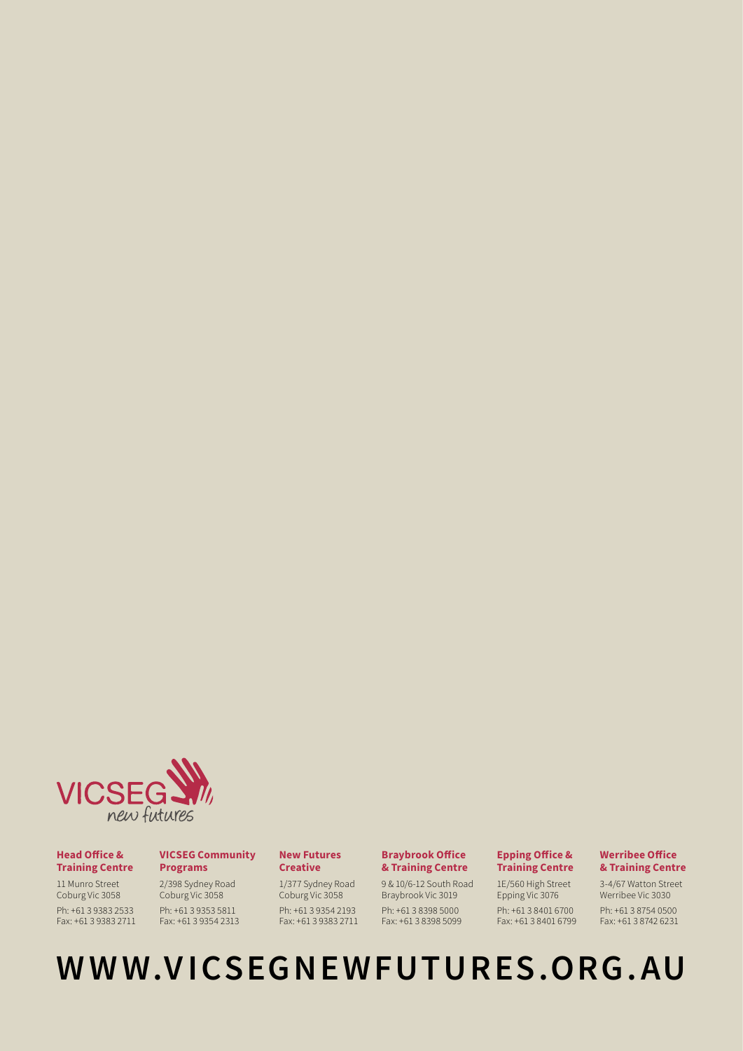VICSEG new futures

**Head Office & Training Centre**

11 Munro Street
Coburg Vic 3058

Ph: +61 3 9383 2533
Fax: +61 3 9383 2711

**VICSEG Community Programs**

2/398 Sydney Road
Coburg Vic 3058

Ph: +61 3 9353 5811
Fax: +61 3 9354 2313

**New Futures Creative**

1/377 Sydney Road
Coburg Vic 3058

Ph: +61 3 9354 2193
Fax: +61 3 9383 2711

**Braybrook Office & Training Centre**

9 & 10/6-12 South Road
Braybrook Vic 3019

Ph: +61 3 8398 5000
Fax: +61 3 8398 5099

**Epping Office & Training Centre**

1E/560 High Street
Epping Vic 3076

Ph: +61 3 8401 6700
Fax: +61 3 8401 6799

**Werribee Office & Training Centre**

3-4/67 Watton Street
Werribee Vic 3030

Ph: +61 3 8754 0500
Fax: +61 3 8742 6231

**WWW.VICSEGNEWFUTURES.ORG.AU**